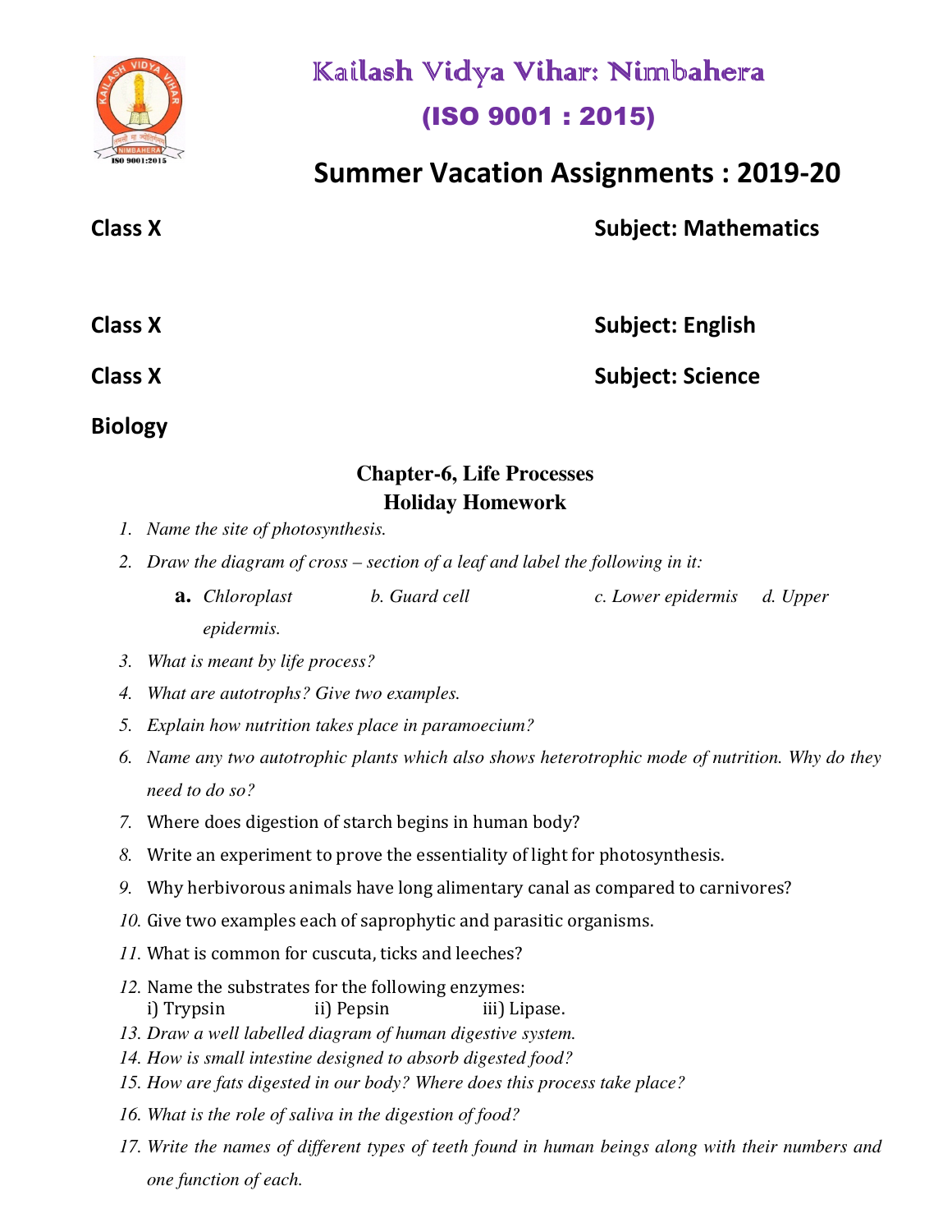# Kailash Vidya Vihar: Nimbahera

## (ISO 9001 : 2015)

## Summer Vacation Assignments : 2019-20

**Class X** **Subject: Mathematics**

**Class X** **Subject: English**

**Class X** **Subject: Science**

**Biology**

### Chapter-6, Life Processes
### Holiday Homework

1. *Name the site of photosynthesis.*
2. *Draw the diagram of cross – section of a leaf and label the following in it:*
   a. *Chloroplast* b. *Guard cell* c. *Lower epidermis* d. *Upper epidermis.*
3. *What is meant by life process?*
4. *What are autotrophs? Give two examples.*
5. *Explain how nutrition takes place in paramoecium?*
6. *Name any two autotrophic plants which also shows heterotrophic mode of nutrition. Why do they need to do so?*
7. Where does digestion of starch begins in human body?
8. Write an experiment to prove the essentiality of light for photosynthesis.
9. Why herbivorous animals have long alimentary canal as compared to carnivores?
10. Give two examples each of saprophytic and parasitic organisms.
11. What is common for cuscuta, ticks and leeches?
12. Name the substrates for the following enzymes:
    i) Trypsin ii) Pepsin iii) Lipase.
13. *Draw a well labelled diagram of human digestive system.*
14. *How is small intestine designed to absorb digested food?*
15. *How are fats digested in our body? Where does this process take place?*
16. *What is the role of saliva in the digestion of food?*
17. *Write the names of different types of teeth found in human beings along with their numbers and one function of each.*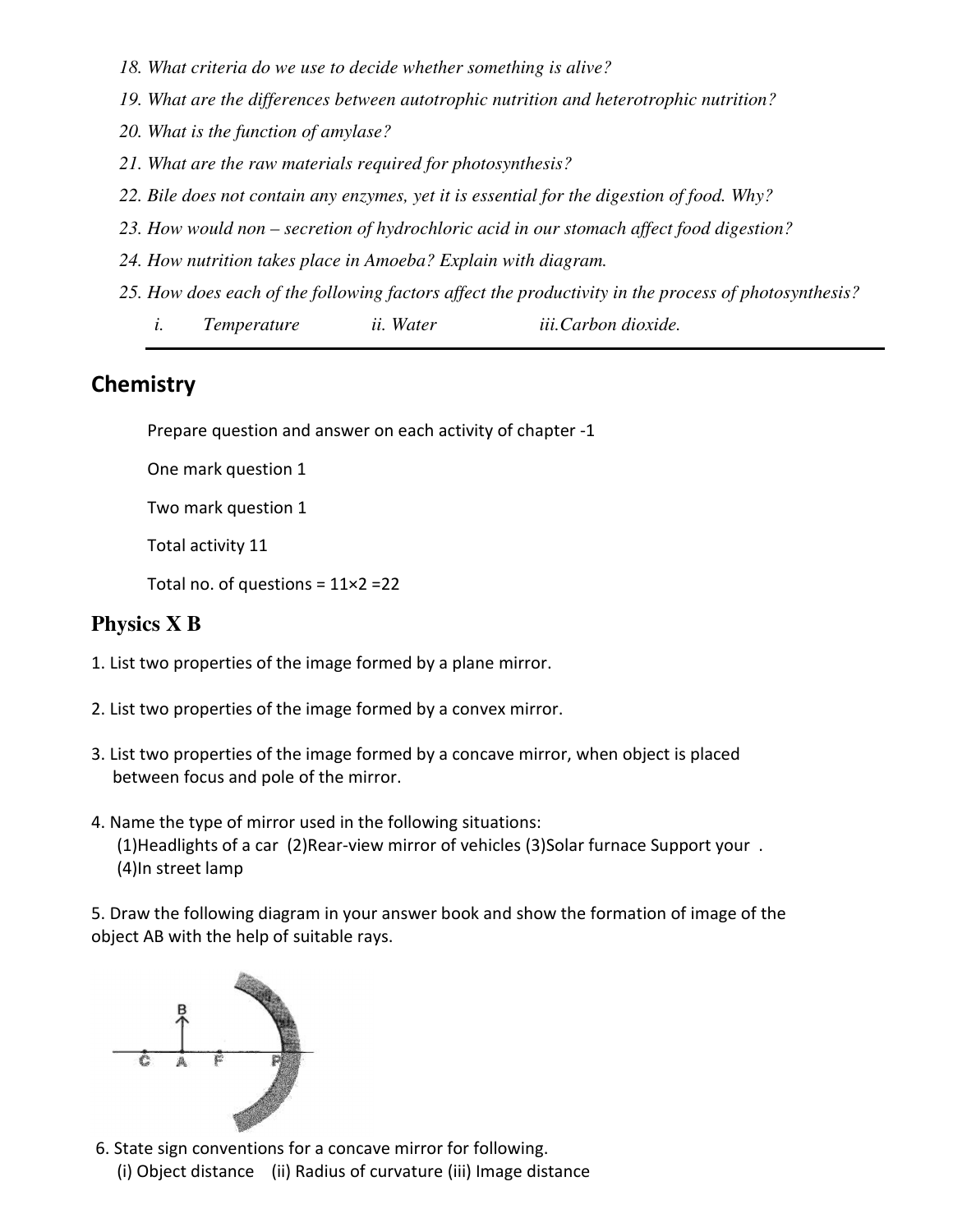18. *What criteria do we use to decide whether something is alive?*
19. *What are the differences between autotrophic nutrition and heterotrophic nutrition?*
20. *What is the function of amylase?*
21. *What are the raw materials required for photosynthesis?*
22. *Bile does not contain any enzymes, yet it is essential for the digestion of food. Why?*
23. *How would non – secretion of hydrochloric acid in our stomach affect food digestion?*
24. *How nutrition takes place in Amoeba? Explain with diagram.*
25. *How does each of the following factors affect the productivity in the process of photosynthesis?*

    *i. Temperature ii. Water iii.Carbon dioxide.*

---

## Chemistry

Prepare question and answer on each activity of chapter -1

One mark question 1

Two mark question 1

Total activity 11

Total no. of questions = 11×2 =22

## Physics X B

1. List two properties of the image formed by a plane mirror.

2. List two properties of the image formed by a convex mirror.

3. List two properties of the image formed by a concave mirror, when object is placed between focus and pole of the mirror.

4. Name the type of mirror used in the following situations:
   (1)Headlights of a car (2)Rear-view mirror of vehicles (3)Solar furnace Support your .
   (4)In street lamp

5. Draw the following diagram in your answer book and show the formation of image of the object AB with the help of suitable rays.

6. State sign conventions for a concave mirror for following.
   (i) Object distance (ii) Radius of curvature (iii) Image distance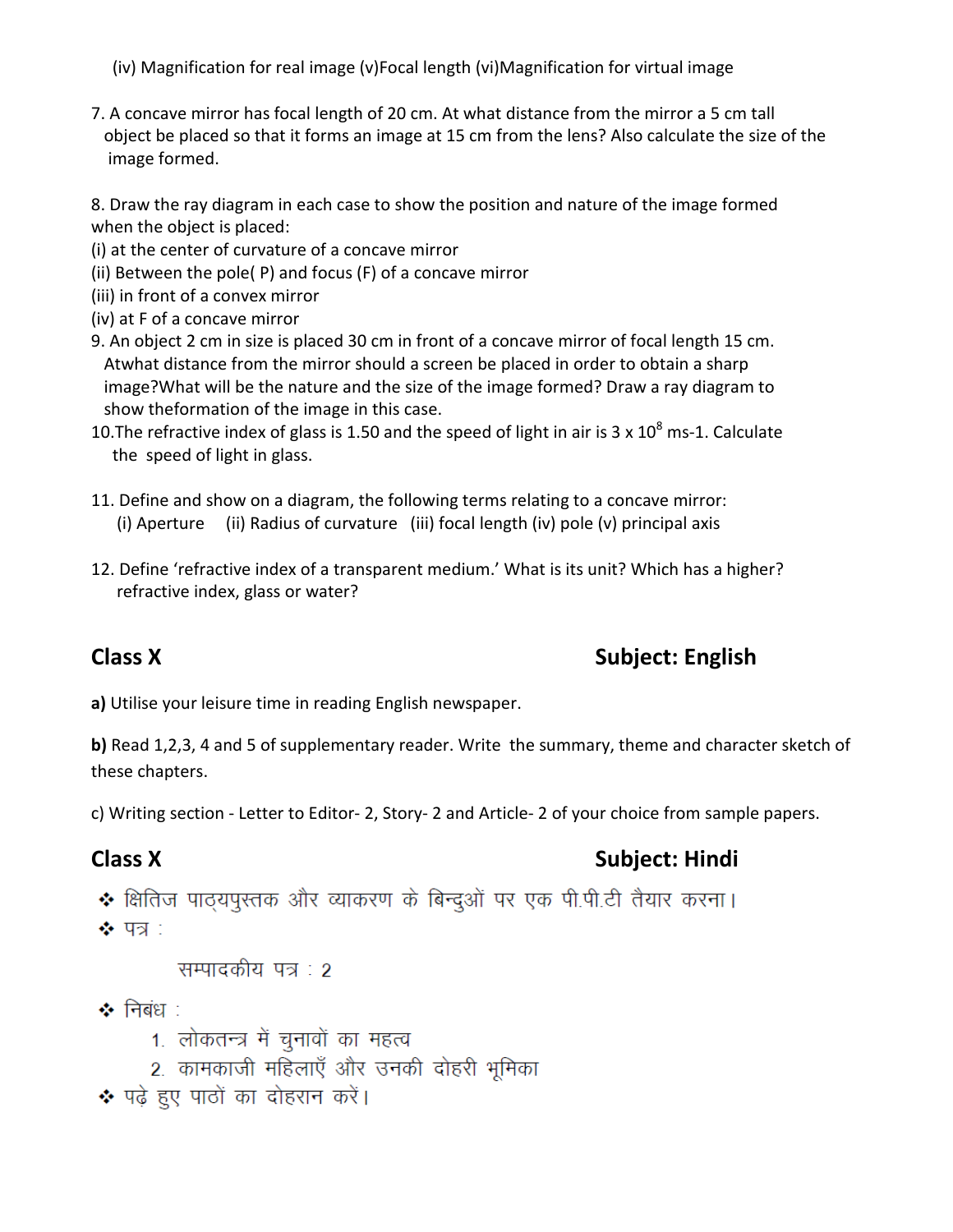(iv) Magnification for real image (v)Focal length (vi)Magnification for virtual image

7. A concave mirror has focal length of 20 cm. At what distance from the mirror a 5 cm tall object be placed so that it forms an image at 15 cm from the lens? Also calculate the size of the image formed.

8. Draw the ray diagram in each case to show the position and nature of the image formed when the object is placed:
(i) at the center of curvature of a concave mirror
(ii) Between the pole( P) and focus (F) of a concave mirror
(iii) in front of a convex mirror
(iv) at F of a concave mirror

9. An object 2 cm in size is placed 30 cm in front of a concave mirror of focal length 15 cm. Atwhat distance from the mirror should a screen be placed in order to obtain a sharp image?What will be the nature and the size of the image formed? Draw a ray diagram to show theformation of the image in this case.

10. The refractive index of glass is 1.50 and the speed of light in air is $3 \times 10^8$ ms-1. Calculate the speed of light in glass.

11. Define and show on a diagram, the following terms relating to a concave mirror:
(i) Aperture (ii) Radius of curvature (iii) focal length (iv) pole (v) principal axis

12. Define 'refractive index of a transparent medium.' What is its unit? Which has a higher? refractive index, glass or water?

## Class X — Subject: English

**a)** Utilise your leisure time in reading English newspaper.

**b)** Read 1,2,3, 4 and 5 of supplementary reader. Write the summary, theme and character sketch of these chapters.

c) Writing section - Letter to Editor- 2, Story- 2 and Article- 2 of your choice from sample papers.

## Class X — Subject: Hindi

- क्षितिज पाठ्यपुस्तक और व्याकरण के बिन्दुओं पर एक पी.पी.टी तैयार करना।
- पत्र :

  सम्पादकीय पत्र : 2

- निबंध :
  1. लोकतन्त्र में चुनावों का महत्व
  2. कामकाजी महिलाएँ और उनकी दोहरी भूमिका
- पढ़े हुए पाठों का दोहरान करें।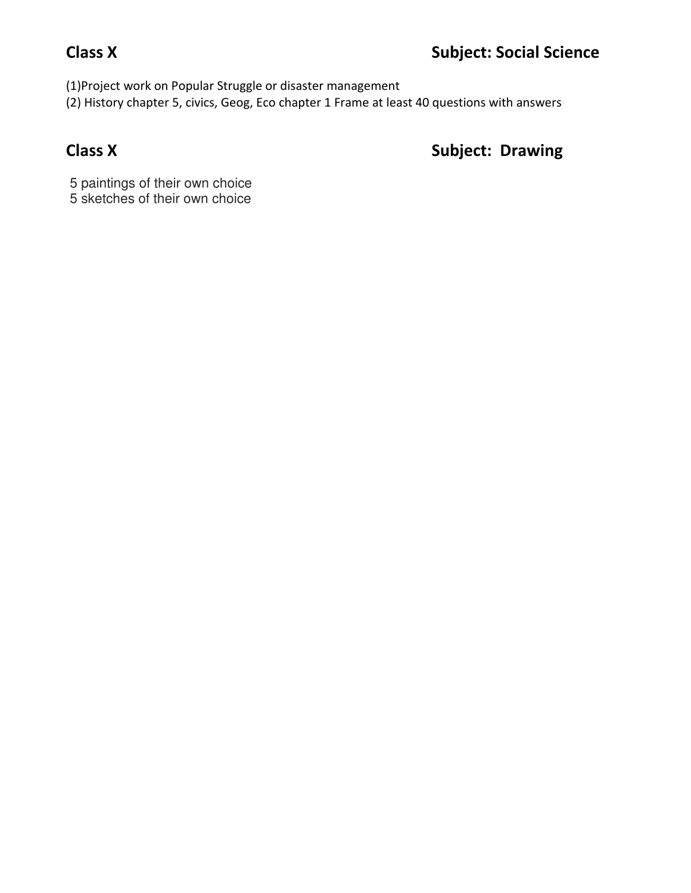**Class X** **Subject: Social Science**

(1)Project work on Popular Struggle or disaster management
(2) History chapter 5, civics, Geog, Eco chapter 1 Frame at least 40 questions with answers

**Class X** **Subject: Drawing**

5 paintings of their own choice
5 sketches of their own choice